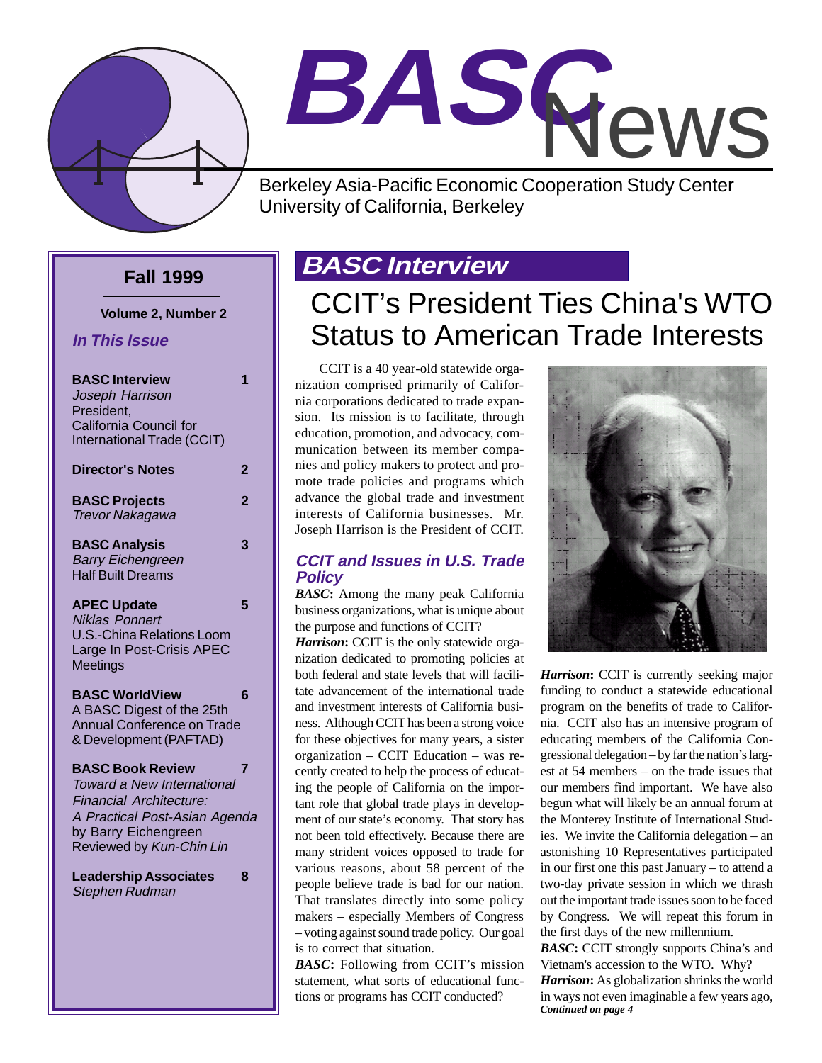# BASC News

Berkeley Asia-Pacific Economic Cooperation Study Center
University of California, Berkeley

**Fall 1999**

**Volume 2, Number 2**

***In This Issue***

**BASC Interview** — 1
*Joseph Harrison*
President,
California Council for International Trade (CCIT)

**Director's Notes** — 2

**BASC Projects** — 2
*Trevor Nakagawa*

**BASC Analysis** — 3
*Barry Eichengreen*
Half Built Dreams

**APEC Update** — 5
*Niklas Ponnert*
U.S.-China Relations Loom Large In Post-Crisis APEC Meetings

**BASC WorldView** — 6
A BASC Digest of the 25th Annual Conference on Trade & Development (PAFTAD)

**BASC Book Review** — 7
*Toward a New International Financial Architecture: A Practical Post-Asian Agenda*
by Barry Eichengreen
Reviewed by *Kun-Chin Lin*

**Leadership Associates** — 8
*Stephen Rudman*

## *BASC Interview*

# CCIT's President Ties China's WTO Status to American Trade Interests

CCIT is a 40 year-old statewide organization comprised primarily of California corporations dedicated to trade expansion. Its mission is to facilitate, through education, promotion, and advocacy, communication between its member companies and policy makers to protect and promote trade policies and programs which advance the global trade and investment interests of California businesses. Mr. Joseph Harrison is the President of CCIT.

### *CCIT and Issues in U.S. Trade Policy*

***BASC*:** Among the many peak California business organizations, what is unique about the purpose and functions of CCIT?

***Harrison*:** CCIT is the only statewide organization dedicated to promoting policies at both federal and state levels that will facilitate advancement of the international trade and investment interests of California business. Although CCIT has been a strong voice for these objectives for many years, a sister organization – CCIT Education – was recently created to help the process of educating the people of California on the important role that global trade plays in development of our state's economy. That story has not been told effectively. Because there are many strident voices opposed to trade for various reasons, about 58 percent of the people believe trade is bad for our nation. That translates directly into some policy makers – especially Members of Congress – voting against sound trade policy. Our goal is to correct that situation.

***BASC*:** Following from CCIT's mission statement, what sorts of educational functions or programs has CCIT conducted?

***Harrison*:** CCIT is currently seeking major funding to conduct a statewide educational program on the benefits of trade to California. CCIT also has an intensive program of educating members of the California Congressional delegation – by far the nation's largest at 54 members – on the trade issues that our members find important. We have also begun what will likely be an annual forum at the Monterey Institute of International Studies. We invite the California delegation – an astonishing 10 Representatives participated in our first one this past January – to attend a two-day private session in which we thrash out the important trade issues soon to be faced by Congress. We will repeat this forum in the first days of the new millennium.

***BASC*:** CCIT strongly supports China's and Vietnam's accession to the WTO. Why?

***Harrison*:** As globalization shrinks the world in ways not even imaginable a few years ago,

***Continued on page 4***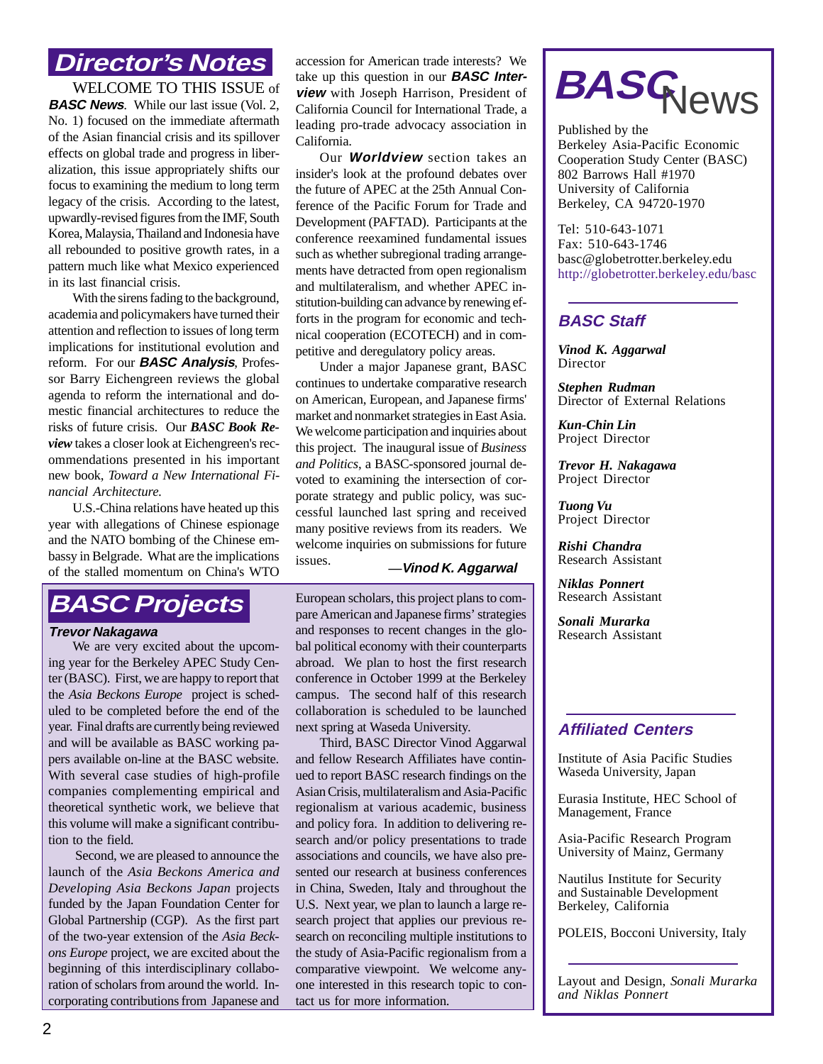## Director's Notes

WELCOME TO THIS ISSUE of ***BASC News***. While our last issue (Vol. 2, No. 1) focused on the immediate aftermath of the Asian financial crisis and its spillover effects on global trade and progress in liberalization, this issue appropriately shifts our focus to examining the medium to long term legacy of the crisis. According to the latest, upwardly-revised figures from the IMF, South Korea, Malaysia, Thailand and Indonesia have all rebounded to positive growth rates, in a pattern much like what Mexico experienced in its last financial crisis.

With the sirens fading to the background, academia and policymakers have turned their attention and reflection to issues of long term implications for institutional evolution and reform. For our ***BASC Analysis***, Professor Barry Eichengreen reviews the global agenda to reform the international and domestic financial architectures to reduce the risks of future crisis. Our ***BASC Book Review*** takes a closer look at Eichengreen's recommendations presented in his important new book, *Toward a New International Financial Architecture.*

U.S.-China relations have heated up this year with allegations of Chinese espionage and the NATO bombing of the Chinese embassy in Belgrade. What are the implications of the stalled momentum on China's WTO accession for American trade interests? We take up this question in our ***BASC Interview*** with Joseph Harrison, President of California Council for International Trade, a leading pro-trade advocacy association in California.

Our ***Worldview*** section takes an insider's look at the profound debates over the future of APEC at the 25th Annual Conference of the Pacific Forum for Trade and Development (PAFTAD). Participants at the conference reexamined fundamental issues such as whether subregional trading arrangements have detracted from open regionalism and multilateralism, and whether APEC institution-building can advance by renewing efforts in the program for economic and technical cooperation (ECOTECH) and in competitive and deregulatory policy areas.

Under a major Japanese grant, BASC continues to undertake comparative research on American, European, and Japanese firms' market and nonmarket strategies in East Asia. We welcome participation and inquiries about this project. The inaugural issue of *Business and Politics*, a BASC-sponsored journal devoted to examining the intersection of corporate strategy and public policy, was successful launched last spring and received many positive reviews from its readers. We welcome inquiries on submissions for future issues.

***—Vinod K. Aggarwal***

## BASC Projects

***Trevor Nakagawa***

We are very excited about the upcoming year for the Berkeley APEC Study Center (BASC). First, we are happy to report that the *Asia Beckons Europe* project is scheduled to be completed before the end of the year. Final drafts are currently being reviewed and will be available as BASC working papers available on-line at the BASC website. With several case studies of high-profile companies complementing empirical and theoretical synthetic work, we believe that this volume will make a significant contribution to the field.

Second, we are pleased to announce the launch of the *Asia Beckons America and Developing Asia Beckons Japan* projects funded by the Japan Foundation Center for Global Partnership (CGP). As the first part of the two-year extension of the *Asia Beckons Europe* project, we are excited about the beginning of this interdisciplinary collaboration of scholars from around the world. Incorporating contributions from Japanese and European scholars, this project plans to compare American and Japanese firms' strategies and responses to recent changes in the global political economy with their counterparts abroad. We plan to host the first research conference in October 1999 at the Berkeley campus. The second half of this research collaboration is scheduled to be launched next spring at Waseda University.

Third, BASC Director Vinod Aggarwal and fellow Research Affiliates have continued to report BASC research findings on the Asian Crisis, multilateralism and Asia-Pacific regionalism at various academic, business and policy fora. In addition to delivering research and/or policy presentations to trade associations and councils, we have also presented our research at business conferences in China, Sweden, Italy and throughout the U.S. Next year, we plan to launch a large research project that applies our previous research on reconciling multiple institutions to the study of Asia-Pacific regionalism from a comparative viewpoint. We welcome anyone interested in this research topic to contact us for more information.

# BASC News

Published by the
Berkeley Asia-Pacific Economic Cooperation Study Center (BASC)
802 Barrows Hall #1970
University of California
Berkeley, CA 94720-1970

Tel: 510-643-1071
Fax: 510-643-1746
basc@globetrotter.berkeley.edu
http://globetrotter.berkeley.edu/basc

### BASC Staff

***Vinod K. Aggarwal***
Director

***Stephen Rudman***
Director of External Relations

***Kun-Chin Lin***
Project Director

***Trevor H. Nakagawa***
Project Director

***Tuong Vu***
Project Director

***Rishi Chandra***
Research Assistant

***Niklas Ponnert***
Research Assistant

***Sonali Murarka***
Research Assistant

### Affiliated Centers

Institute of Asia Pacific Studies
Waseda University, Japan

Eurasia Institute, HEC School of Management, France

Asia-Pacific Research Program
University of Mainz, Germany

Nautilus Institute for Security and Sustainable Development
Berkeley, California

POLEIS, Bocconi University, Italy

Layout and Design, *Sonali Murarka and Niklas Ponnert*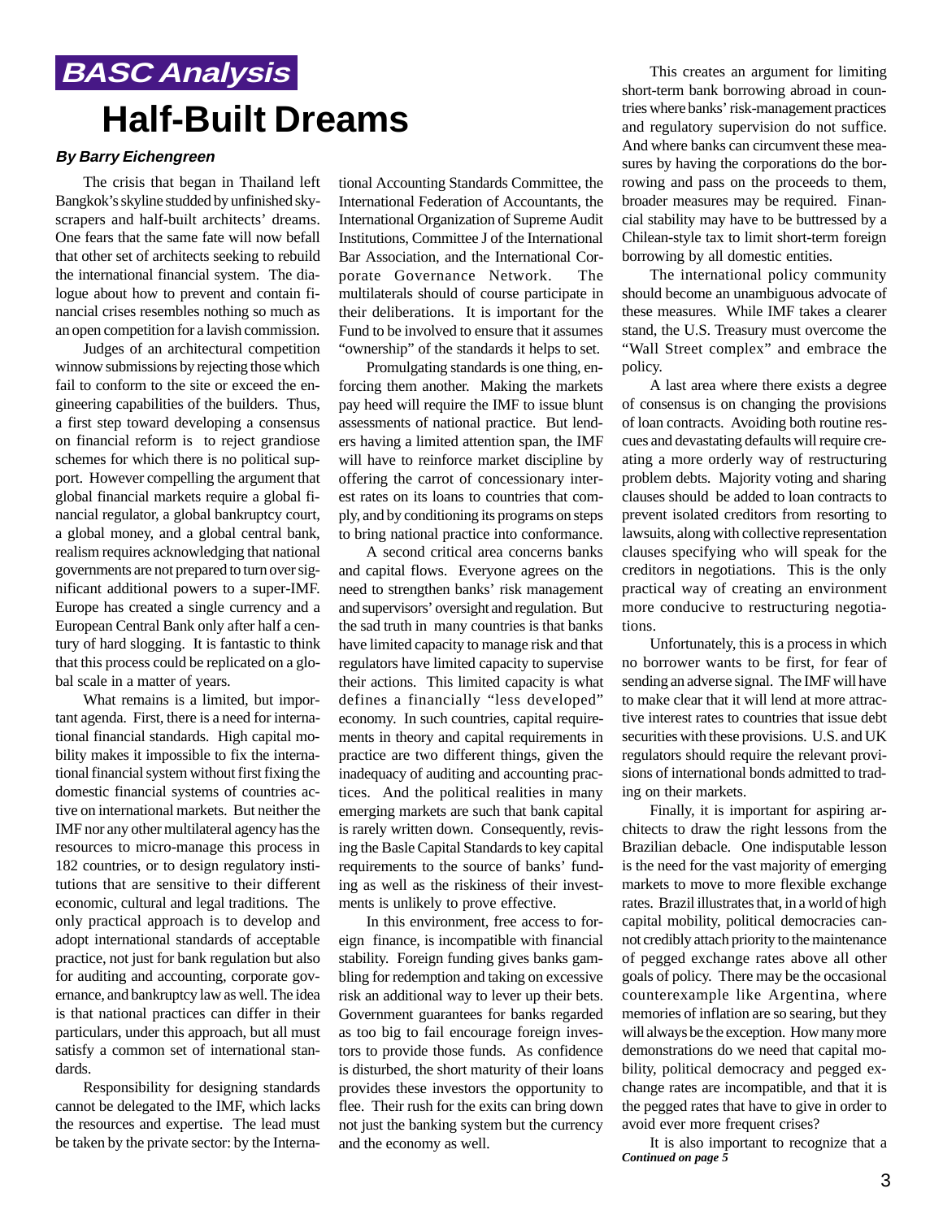*BASC Analysis*

# Half-Built Dreams

***By Barry Eichengreen***

The crisis that began in Thailand left Bangkok's skyline studded by unfinished skyscrapers and half-built architects' dreams. One fears that the same fate will now befall that other set of architects seeking to rebuild the international financial system. The dialogue about how to prevent and contain financial crises resembles nothing so much as an open competition for a lavish commission.

Judges of an architectural competition winnow submissions by rejecting those which fail to conform to the site or exceed the engineering capabilities of the builders. Thus, a first step toward developing a consensus on financial reform is to reject grandiose schemes for which there is no political support. However compelling the argument that global financial markets require a global financial regulator, a global bankruptcy court, a global money, and a global central bank, realism requires acknowledging that national governments are not prepared to turn over significant additional powers to a super-IMF. Europe has created a single currency and a European Central Bank only after half a century of hard slogging. It is fantastic to think that this process could be replicated on a global scale in a matter of years.

What remains is a limited, but important agenda. First, there is a need for international financial standards. High capital mobility makes it impossible to fix the international financial system without first fixing the domestic financial systems of countries active on international markets. But neither the IMF nor any other multilateral agency has the resources to micro-manage this process in 182 countries, or to design regulatory institutions that are sensitive to their different economic, cultural and legal traditions. The only practical approach is to develop and adopt international standards of acceptable practice, not just for bank regulation but also for auditing and accounting, corporate governance, and bankruptcy law as well. The idea is that national practices can differ in their particulars, under this approach, but all must satisfy a common set of international standards.

Responsibility for designing standards cannot be delegated to the IMF, which lacks the resources and expertise. The lead must be taken by the private sector: by the International Accounting Standards Committee, the International Federation of Accountants, the International Organization of Supreme Audit Institutions, Committee J of the International Bar Association, and the International Corporate Governance Network. The multilaterals should of course participate in their deliberations. It is important for the Fund to be involved to ensure that it assumes "ownership" of the standards it helps to set.

Promulgating standards is one thing, enforcing them another. Making the markets pay heed will require the IMF to issue blunt assessments of national practice. But lenders having a limited attention span, the IMF will have to reinforce market discipline by offering the carrot of concessionary interest rates on its loans to countries that comply, and by conditioning its programs on steps to bring national practice into conformance.

A second critical area concerns banks and capital flows. Everyone agrees on the need to strengthen banks' risk management and supervisors' oversight and regulation. But the sad truth in many countries is that banks have limited capacity to manage risk and that regulators have limited capacity to supervise their actions. This limited capacity is what defines a financially "less developed" economy. In such countries, capital requirements in theory and capital requirements in practice are two different things, given the inadequacy of auditing and accounting practices. And the political realities in many emerging markets are such that bank capital is rarely written down. Consequently, revising the Basle Capital Standards to key capital requirements to the source of banks' funding as well as the riskiness of their investments is unlikely to prove effective.

In this environment, free access to foreign finance, is incompatible with financial stability. Foreign funding gives banks gambling for redemption and taking on excessive risk an additional way to lever up their bets. Government guarantees for banks regarded as too big to fail encourage foreign investors to provide those funds. As confidence is disturbed, the short maturity of their loans provides these investors the opportunity to flee. Their rush for the exits can bring down not just the banking system but the currency and the economy as well.

This creates an argument for limiting short-term bank borrowing abroad in countries where banks' risk-management practices and regulatory supervision do not suffice. And where banks can circumvent these measures by having the corporations do the borrowing and pass on the proceeds to them, broader measures may be required. Financial stability may have to be buttressed by a Chilean-style tax to limit short-term foreign borrowing by all domestic entities.

The international policy community should become an unambiguous advocate of these measures. While IMF takes a clearer stand, the U.S. Treasury must overcome the "Wall Street complex" and embrace the policy.

A last area where there exists a degree of consensus is on changing the provisions of loan contracts. Avoiding both routine rescues and devastating defaults will require creating a more orderly way of restructuring problem debts. Majority voting and sharing clauses should be added to loan contracts to prevent isolated creditors from resorting to lawsuits, along with collective representation clauses specifying who will speak for the creditors in negotiations. This is the only practical way of creating an environment more conducive to restructuring negotiations.

Unfortunately, this is a process in which no borrower wants to be first, for fear of sending an adverse signal. The IMF will have to make clear that it will lend at more attractive interest rates to countries that issue debt securities with these provisions. U.S. and UK regulators should require the relevant provisions of international bonds admitted to trading on their markets.

Finally, it is important for aspiring architects to draw the right lessons from the Brazilian debacle. One indisputable lesson is the need for the vast majority of emerging markets to move to more flexible exchange rates. Brazil illustrates that, in a world of high capital mobility, political democracies cannot credibly attach priority to the maintenance of pegged exchange rates above all other goals of policy. There may be the occasional counterexample like Argentina, where memories of inflation are so searing, but they will always be the exception. How many more demonstrations do we need that capital mobility, political democracy and pegged exchange rates are incompatible, and that it is the pegged rates that have to give in order to avoid ever more frequent crises?

It is also important to recognize that a

***Continued on page 5***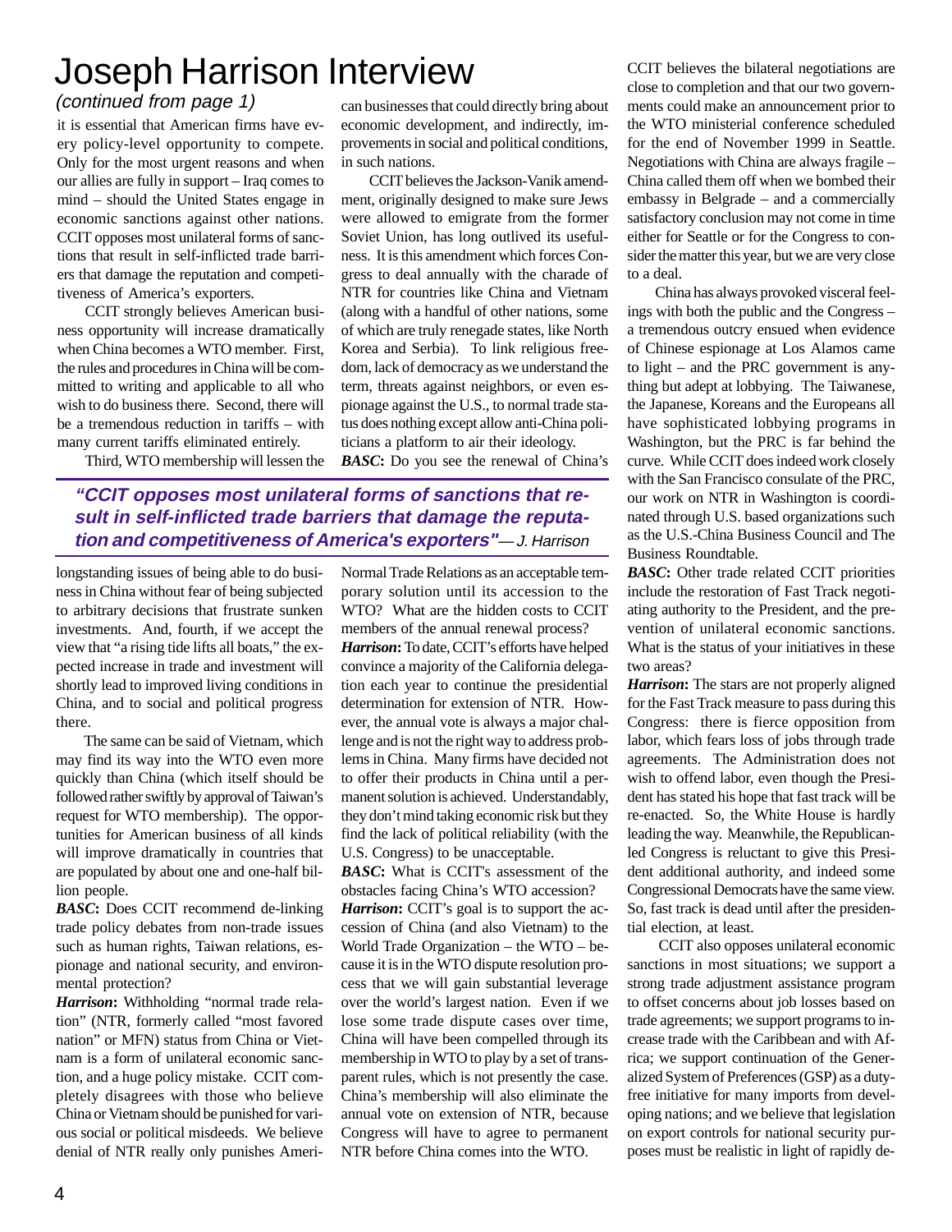# Joseph Harrison Interview

*(continued from page 1)*

it is essential that American firms have every policy-level opportunity to compete. Only for the most urgent reasons and when our allies are fully in support – Iraq comes to mind – should the United States engage in economic sanctions against other nations. CCIT opposes most unilateral forms of sanctions that result in self-inflicted trade barriers that damage the reputation and competitiveness of America's exporters.

CCIT strongly believes American business opportunity will increase dramatically when China becomes a WTO member. First, the rules and procedures in China will be committed to writing and applicable to all who wish to do business there. Second, there will be a tremendous reduction in tariffs – with many current tariffs eliminated entirely.

Third, WTO membership will lessen the longstanding issues of being able to do business in China without fear of being subjected to arbitrary decisions that frustrate sunken investments. And, fourth, if we accept the view that "a rising tide lifts all boats," the expected increase in trade and investment will shortly lead to improved living conditions in China, and to social and political progress there.

The same can be said of Vietnam, which may find its way into the WTO even more quickly than China (which itself should be followed rather swiftly by approval of Taiwan's request for WTO membership). The opportunities for American business of all kinds will improve dramatically in countries that are populated by about one and one-half billion people.

***BASC*: Does CCIT recommend de-linking trade policy debates from non-trade issues such as human rights, Taiwan relations, espionage and national security, and environmental protection?**

***Harrison*:** Withholding "normal trade relation" (NTR, formerly called "most favored nation" or MFN) status from China or Vietnam is a form of unilateral economic sanction, and a huge policy mistake. CCIT completely disagrees with those who believe China or Vietnam should be punished for various social or political misdeeds. We believe denial of NTR really only punishes American businesses that could directly bring about economic development, and indirectly, improvements in social and political conditions, in such nations.

CCIT believes the Jackson-Vanik amendment, originally designed to make sure Jews were allowed to emigrate from the former Soviet Union, has long outlived its usefulness. It is this amendment which forces Congress to deal annually with the charade of NTR for countries like China and Vietnam (along with a handful of other nations, some of which are truly renegade states, like North Korea and Serbia). To link religious freedom, lack of democracy as we understand the term, threats against neighbors, or even espionage against the U.S., to normal trade status does nothing except allow anti-China politicians a platform to air their ideology.

> ***"CCIT opposes most unilateral forms of sanctions that result in self-inflicted trade barriers that damage the reputation and competitiveness of America's exporters"*** *— J. Harrison*

***BASC*: Do you see the renewal of China's Normal Trade Relations as an acceptable temporary solution until its accession to the WTO? What are the hidden costs to CCIT members of the annual renewal process?**

***Harrison*:** To date, CCIT's efforts have helped convince a majority of the California delegation each year to continue the presidential determination for extension of NTR. However, the annual vote is always a major challenge and is not the right way to address problems in China. Many firms have decided not to offer their products in China until a permanent solution is achieved. Understandably, they don't mind taking economic risk but they find the lack of political reliability (with the U.S. Congress) to be unacceptable.

***BASC*: What is CCIT's assessment of the obstacles facing China's WTO accession?**

***Harrison*:** CCIT's goal is to support the accession of China (and also Vietnam) to the World Trade Organization – the WTO – because it is in the WTO dispute resolution process that we will gain substantial leverage over the world's largest nation. Even if we lose some trade dispute cases over time, China will have been compelled through its membership in WTO to play by a set of transparent rules, which is not presently the case. China's membership will also eliminate the annual vote on extension of NTR, because Congress will have to agree to permanent NTR before China comes into the WTO.

CCIT believes the bilateral negotiations are close to completion and that our two governments could make an announcement prior to the WTO ministerial conference scheduled for the end of November 1999 in Seattle. Negotiations with China are always fragile – China called them off when we bombed their embassy in Belgrade – and a commercially satisfactory conclusion may not come in time either for Seattle or for the Congress to consider the matter this year, but we are very close to a deal.

China has always provoked visceral feelings with both the public and the Congress – a tremendous outcry ensued when evidence of Chinese espionage at Los Alamos came to light – and the PRC government is anything but adept at lobbying. The Taiwanese, the Japanese, Koreans and the Europeans all have sophisticated lobbying programs in Washington, but the PRC is far behind the curve. While CCIT does indeed work closely with the San Francisco consulate of the PRC, our work on NTR in Washington is coordinated through U.S. based organizations such as the U.S.-China Business Council and The Business Roundtable.

***BASC*: Other trade related CCIT priorities include the restoration of Fast Track negotiating authority to the President, and the prevention of unilateral economic sanctions. What is the status of your initiatives in these two areas?**

***Harrison*:** The stars are not properly aligned for the Fast Track measure to pass during this Congress: there is fierce opposition from labor, which fears loss of jobs through trade agreements. The Administration does not wish to offend labor, even though the President has stated his hope that fast track will be re-enacted. So, the White House is hardly leading the way. Meanwhile, the Republican-led Congress is reluctant to give this President additional authority, and indeed some Congressional Democrats have the same view. So, fast track is dead until after the presidential election, at least.

CCIT also opposes unilateral economic sanctions in most situations; we support a strong trade adjustment assistance program to offset concerns about job losses based on trade agreements; we support programs to increase trade with the Caribbean and with Africa; we support continuation of the Generalized System of Preferences (GSP) as a duty-free initiative for many imports from developing nations; and we believe that legislation on export controls for national security purposes must be realistic in light of rapidly de-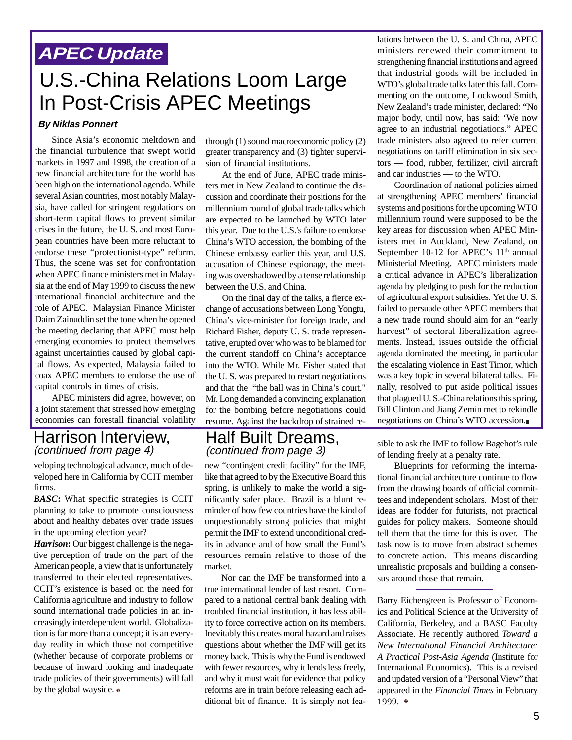## APEC Update

# U.S.-China Relations Loom Large In Post-Crisis APEC Meetings

***By Niklas Ponnert***

Since Asia's economic meltdown and the financial turbulence that swept world markets in 1997 and 1998, the creation of a new financial architecture for the world has been high on the international agenda. While several Asian countries, most notably Malaysia, have called for stringent regulations on short-term capital flows to prevent similar crises in the future, the U. S. and most European countries have been more reluctant to endorse these "protectionist-type" reform. Thus, the scene was set for confrontation when APEC finance ministers met in Malaysia at the end of May 1999 to discuss the new international financial architecture and the role of APEC. Malaysian Finance Minister Daim Zainuddin set the tone when he opened the meeting declaring that APEC must help emerging economies to protect themselves against uncertainties caused by global capital flows. As expected, Malaysia failed to coax APEC members to endorse the use of capital controls in times of crisis.

APEC ministers did agree, however, on a joint statement that stressed how emerging economies can forestall financial volatility through (1) sound macroeconomic policy (2) greater transparency and (3) tighter supervision of financial institutions.

At the end of June, APEC trade ministers met in New Zealand to continue the discussion and coordinate their positions for the millennium round of global trade talks which are expected to be launched by WTO later this year. Due to the U.S.'s failure to endorse China's WTO accession, the bombing of the Chinese embassy earlier this year, and U.S. accusation of Chinese espionage, the meeting was overshadowed by a tense relationship between the U.S. and China.

On the final day of the talks, a fierce exchange of accusations between Long Yongtu, China's vice-minister for foreign trade, and Richard Fisher, deputy U. S. trade representative, erupted over who was to be blamed for the current standoff on China's acceptance into the WTO. While Mr. Fisher stated that the U. S. was prepared to restart negotiations and that the "the ball was in China's court." Mr. Long demanded a convincing explanation for the bombing before negotiations could resume. Against the backdrop of strained relations between the U. S. and China, APEC ministers renewed their commitment to strengthening financial institutions and agreed that industrial goods will be included in WTO's global trade talks later this fall. Commenting on the outcome, Lockwood Smith, New Zealand's trade minister, declared: "No major body, until now, has said: 'We now agree to an industrial negotiations." APEC trade ministers also agreed to refer current negotiations on tariff elimination in six sectors — food, rubber, fertilizer, civil aircraft and car industries — to the WTO.

Coordination of national policies aimed at strengthening APEC members' financial systems and positions for the upcoming WTO millennium round were supposed to be the key areas for discussion when APEC Ministers met in Auckland, New Zealand, on September 10-12 for APEC's 11th annual Ministerial Meeting. APEC ministers made a critical advance in APEC's liberalization agenda by pledging to push for the reduction of agricultural export subsidies. Yet the U. S. failed to persuade other APEC members that a new trade round should aim for an "early harvest" of sectoral liberalization agreements. Instead, issues outside the official agenda dominated the meeting, in particular the escalating violence in East Timor, which was a key topic in several bilateral talks. Finally, resolved to put aside political issues that plagued U. S.-China relations this spring, Bill Clinton and Jiang Zemin met to rekindle negotiations on China's WTO accession.■

## Harrison Interview,
*(continued from page 4)*

veloping technological advance, much of developed here in California by CCIT member firms.

***BASC*:** What specific strategies is CCIT planning to take to promote consciousness about and healthy debates over trade issues in the upcoming election year?

***Harrison*:** Our biggest challenge is the negative perception of trade on the part of the American people, a view that is unfortunately transferred to their elected representatives. CCIT's existence is based on the need for California agriculture and industry to follow sound international trade policies in an increasingly interdependent world. Globalization is far more than a concept; it is an everyday reality in which those not competitive (whether because of corporate problems or because of inward looking and inadequate trade policies of their governments) will fall by the global wayside.

## Half Built Dreams,
*(continued from page 3)*

new "contingent credit facility" for the IMF, like that agreed to by the Executive Board this spring, is unlikely to make the world a significantly safer place. Brazil is a blunt reminder of how few countries have the kind of unquestionably strong policies that might permit the IMF to extend unconditional credits in advance and of how small the Fund's resources remain relative to those of the market.

Nor can the IMF be transformed into a true international lender of last resort. Compared to a national central bank dealing with troubled financial institution, it has less ability to force corrective action on its members. Inevitably this creates moral hazard and raises questions about whether the IMF will get its money back. This is why the Fund is endowed with fewer resources, why it lends less freely, and why it must wait for evidence that policy reforms are in train before releasing each additional bit of finance. It is simply not feasible to ask the IMF to follow Bagehot's rule of lending freely at a penalty rate.

Blueprints for reforming the international financial architecture continue to flow from the drawing boards of official committees and independent scholars. Most of their ideas are fodder for futurists, not practical guides for policy makers. Someone should tell them that the time for this is over. The task now is to move from abstract schemes to concrete action. This means discarding unrealistic proposals and building a consensus around those that remain.

---

Barry Eichengreen is Professor of Economics and Political Science at the University of California, Berkeley, and a BASC Faculty Associate. He recently authored *Toward a New International Financial Architecture: A Practical Post-Asia Agenda* (Institute for International Economics). This is a revised and updated version of a "Personal View" that appeared in the *Financial Times* in February 1999.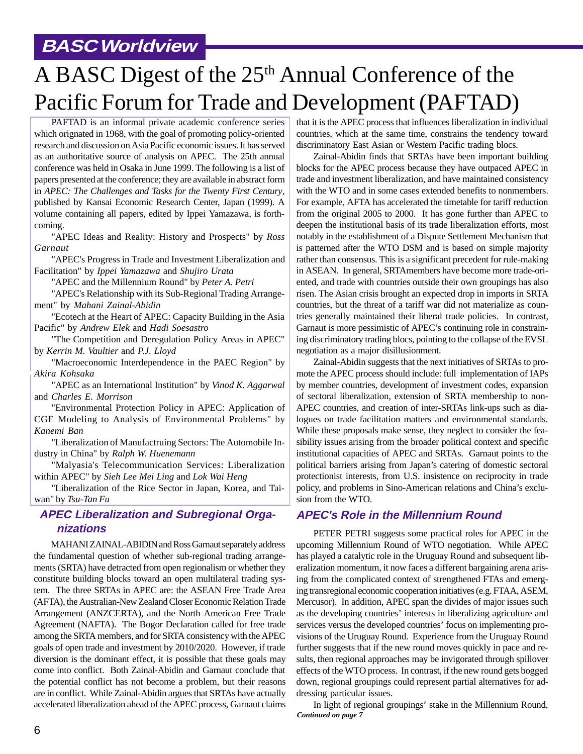## BASC Worldview

# A BASC Digest of the 25th Annual Conference of the Pacific Forum for Trade and Development (PAFTAD)

PAFTAD is an informal private academic conference series which orignated in 1968, with the goal of promoting policy-oriented research and discussion on Asia Pacific economic issues. It has served as an authoritative source of analysis on APEC. The 25th annual conference was held in Osaka in June 1999. The following is a list of papers presented at the conference; they are available in abstract form in *APEC: The Challenges and Tasks for the Twenty First Century*, published by Kansai Economic Research Center, Japan (1999). A volume containing all papers, edited by Ippei Yamazawa, is forthcoming.

"APEC Ideas and Reality: History and Prospects" by *Ross Garnaut*

"APEC's Progress in Trade and Investment Liberalization and Facilitation" by *Ippei Yamazawa* and *Shujiro Urata*

"APEC and the Millennium Round" by *Peter A. Petri*

"APEC's Relationship with its Sub-Regional Trading Arrangement" by *Mahani Zainal-Abidin*

"Ecotech at the Heart of APEC: Capacity Building in the Asia Pacific" by *Andrew Elek* and *Hadi Soesastro*

"The Competition and Deregulation Policy Areas in APEC" by *Kerrin M. Vaultier* and *P.J. Lloyd*

"Macroeconomic Interdependence in the PAEC Region" by *Akira Kohsaka*

"APEC as an International Institution" by *Vinod K. Aggarwal* and *Charles E. Morrison*

"Environmental Protection Policy in APEC: Application of CGE Modeling to Analysis of Environmental Problems" by *Kanemi Ban*

"Liberalization of Manufactruing Sectors: The Automobile Industry in China" by *Ralph W. Huenemann*

"Malyasia's Telecommunication Services: Liberalization within APEC" by *Sieh Lee Mei Ling* and *Lok Wai Heng*

"Liberalization of the Rice Sector in Japan, Korea, and Taiwan" by *Tsu-Tan Fu*

### APEC Liberalization and Subregional Organizations

MAHANI ZAINAL-ABIDIN and Ross Garnaut separately address the fundamental question of whether sub-regional trading arrangements (SRTA) have detracted from open regionalism or whether they constitute building blocks toward an open multilateral trading system. The three SRTAs in APEC are: the ASEAN Free Trade Area (AFTA), the Australian-New Zealand Closer Economic Relation Trade Arrangement (ANZCERTA), and the North American Free Trade Agreement (NAFTA). The Bogor Declaration called for free trade among the SRTA members, and for SRTA consistency with the APEC goals of open trade and investment by 2010/2020. However, if trade diversion is the dominant effect, it is possible that these goals may come into conflict. Both Zainal-Abidin and Garnaut conclude that the potential conflict has not become a problem, but their reasons are in conflict. While Zainal-Abidin argues that SRTAs have actually accelerated liberalization ahead of the APEC process, Garnaut claims that it is the APEC process that influences liberalization in individual countries, which at the same time, constrains the tendency toward discriminatory East Asian or Western Pacific trading blocs.

Zainal-Abidin finds that SRTAs have been important building blocks for the APEC process because they have outpaced APEC in trade and investment liberalization, and have maintained consistency with the WTO and in some cases extended benefits to nonmembers. For example, AFTA has accelerated the timetable for tariff reduction from the original 2005 to 2000. It has gone further than APEC to deepen the institutional basis of its trade liberalization efforts, most notably in the establishment of a Dispute Settlement Mechanism that is patterned after the WTO DSM and is based on simple majority rather than consensus. This is a significant precedent for rule-making in ASEAN. In general, SRTAmembers have become more trade-oriented, and trade with countries outside their own groupings has also risen. The Asian crisis brought an expected drop in imports in SRTA countries, but the threat of a tariff war did not materialize as countries generally maintained their liberal trade policies. In contrast, Garnaut is more pessimistic of APEC's continuing role in constraining discriminatory trading blocs, pointing to the collapse of the EVSL negotiation as a major disillusionment.

Zainal-Abidin suggests that the next initiatives of SRTAs to promote the APEC process should include: full implementation of IAPs by member countries, development of investment codes, expansion of sectoral liberalization, extension of SRTA membership to non-APEC countries, and creation of inter-SRTAs link-ups such as dialogues on trade facilitation matters and environmental standards. While these proposals make sense, they neglect to consider the feasibility issues arising from the broader political context and specific institutional capacities of APEC and SRTAs. Garnaut points to the political barriers arising from Japan's catering of domestic sectoral protectionist interests, from U.S. insistence on reciprocity in trade policy, and problems in Sino-American relations and China's exclusion from the WTO.

### APEC's Role in the Millennium Round

PETER PETRI suggests some practical roles for APEC in the upcoming Millennium Round of WTO negotiation. While APEC has played a catalytic role in the Uruguay Round and subsequent liberalization momentum, it now faces a different bargaining arena arising from the complicated context of strengthened FTAs and emerging transregional economic cooperation initiatives (e.g. FTAA, ASEM, Mercusor). In addition, APEC span the divides of major issues such as the developing countries' interests in liberalizing agriculture and services versus the developed countries' focus on implementing provisions of the Uruguay Round. Experience from the Uruguay Round further suggests that if the new round moves quickly in pace and results, then regional approaches may be invigorated through spillover effects of the WTO process. In contrast, if the new round gets bogged down, regional groupings could represent partial alternatives for addressing particular issues.

In light of regional groupings' stake in the Millennium Round,

***Continued on page 7***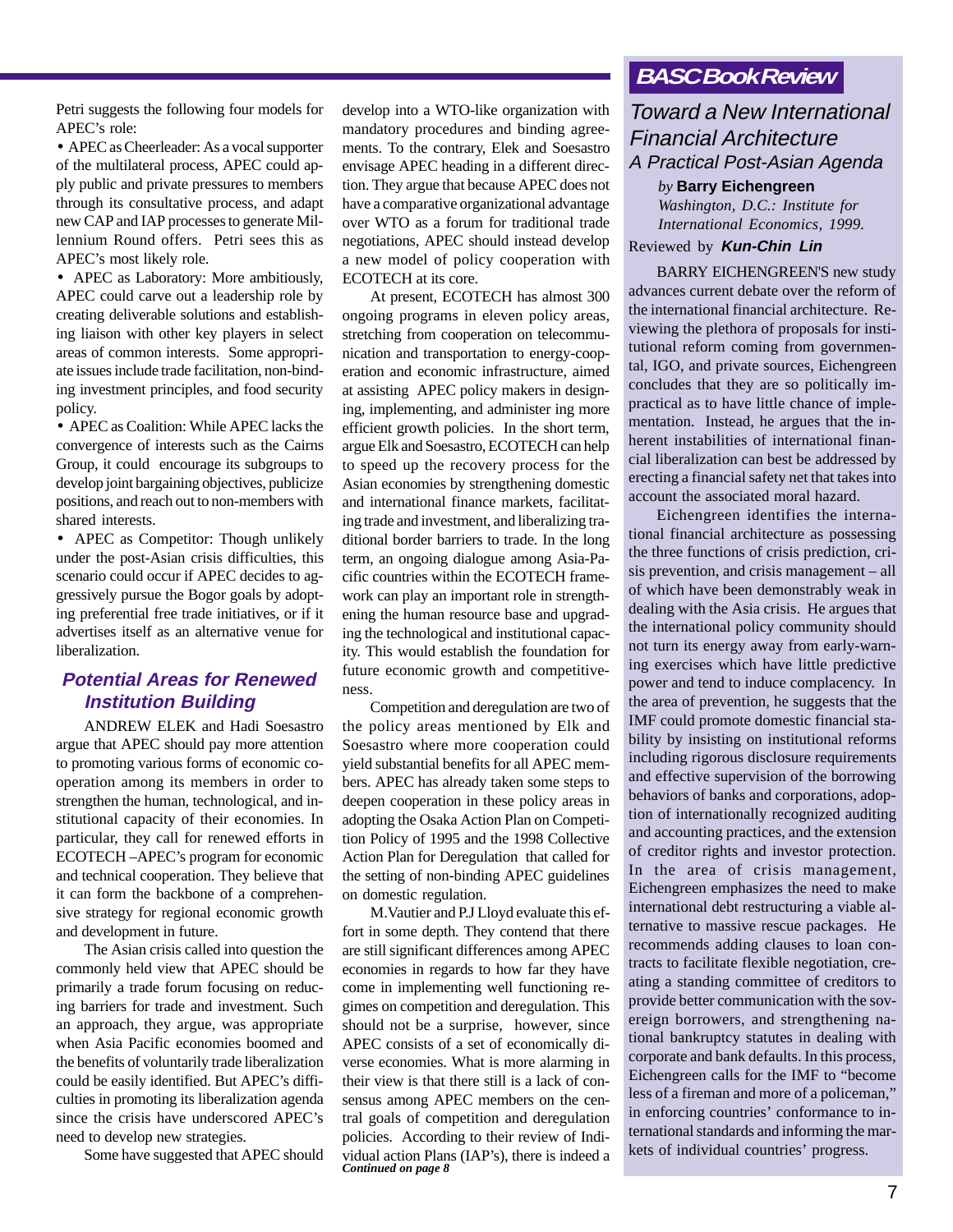Petri suggests the following four models for APEC's role:

- APEC as Cheerleader: As a vocal supporter of the multilateral process, APEC could apply public and private pressures to members through its consultative process, and adapt new CAP and IAP processes to generate Millennium Round offers. Petri sees this as APEC's most likely role.
- APEC as Laboratory: More ambitiously, APEC could carve out a leadership role by creating deliverable solutions and establishing liaison with other key players in select areas of common interests. Some appropriate issues include trade facilitation, non-binding investment principles, and food security policy.
- APEC as Coalition: While APEC lacks the convergence of interests such as the Cairns Group, it could encourage its subgroups to develop joint bargaining objectives, publicize positions, and reach out to non-members with shared interests.
- APEC as Competitor: Though unlikely under the post-Asian crisis difficulties, this scenario could occur if APEC decides to aggressively pursue the Bogor goals by adopting preferential free trade initiatives, or if it advertises itself as an alternative venue for liberalization.

## Potential Areas for Renewed Institution Building

ANDREW ELEK and Hadi Soesastro argue that APEC should pay more attention to promoting various forms of economic cooperation among its members in order to strengthen the human, technological, and institutional capacity of their economies. In particular, they call for renewed efforts in ECOTECH –APEC's program for economic and technical cooperation. They believe that it can form the backbone of a comprehensive strategy for regional economic growth and development in future.

The Asian crisis called into question the commonly held view that APEC should be primarily a trade forum focusing on reducing barriers for trade and investment. Such an approach, they argue, was appropriate when Asia Pacific economies boomed and the benefits of voluntarily trade liberalization could be easily identified. But APEC's difficulties in promoting its liberalization agenda since the crisis have underscored APEC's need to develop new strategies.

Some have suggested that APEC should develop into a WTO-like organization with mandatory procedures and binding agreements. To the contrary, Elek and Soesastro envisage APEC heading in a different direction. They argue that because APEC does not have a comparative organizational advantage over WTO as a forum for traditional trade negotiations, APEC should instead develop a new model of policy cooperation with ECOTECH at its core.

At present, ECOTECH has almost 300 ongoing programs in eleven policy areas, stretching from cooperation on telecommunication and transportation to energy-cooperation and economic infrastructure, aimed at assisting APEC policy makers in designing, implementing, and administer ing more efficient growth policies. In the short term, argue Elk and Soesastro, ECOTECH can help to speed up the recovery process for the Asian economies by strengthening domestic and international finance markets, facilitating trade and investment, and liberalizing traditional border barriers to trade. In the long term, an ongoing dialogue among Asia-Pacific countries within the ECOTECH framework can play an important role in strengthening the human resource base and upgrading the technological and institutional capacity. This would establish the foundation for future economic growth and competitiveness.

Competition and deregulation are two of the policy areas mentioned by Elk and Soesastro where more cooperation could yield substantial benefits for all APEC members. APEC has already taken some steps to deepen cooperation in these policy areas in adopting the Osaka Action Plan on Competition Policy of 1995 and the 1998 Collective Action Plan for Deregulation that called for the setting of non-binding APEC guidelines on domestic regulation.

M.Vautier and P.J Lloyd evaluate this effort in some depth. They contend that there are still significant differences among APEC economies in regards to how far they have come in implementing well functioning regimes on competition and deregulation. This should not be a surprise, however, since APEC consists of a set of economically diverse economies. What is more alarming in their view is that there still is a lack of consensus among APEC members on the central goals of competition and deregulation policies. According to their review of Individual action Plans (IAP's), there is indeed a

*Continued on page 8*

## BASC Book Review

### Toward a New International Financial Architecture
### *A Practical Post-Asian Agenda*

*by* **Barry Eichengreen**
*Washington, D.C.: Institute for International Economics, 1999.*

Reviewed by ***Kun-Chin Lin***

BARRY EICHENGREEN'S new study advances current debate over the reform of the international financial architecture. Reviewing the plethora of proposals for institutional reform coming from governmental, IGO, and private sources, Eichengreen concludes that they are so politically impractical as to have little chance of implementation. Instead, he argues that the inherent instabilities of international financial liberalization can best be addressed by erecting a financial safety net that takes into account the associated moral hazard.

Eichengreen identifies the international financial architecture as possessing the three functions of crisis prediction, crisis prevention, and crisis management – all of which have been demonstrably weak in dealing with the Asia crisis. He argues that the international policy community should not turn its energy away from early-warning exercises which have little predictive power and tend to induce complacency. In the area of prevention, he suggests that the IMF could promote domestic financial stability by insisting on institutional reforms including rigorous disclosure requirements and effective supervision of the borrowing behaviors of banks and corporations, adoption of internationally recognized auditing and accounting practices, and the extension of creditor rights and investor protection. In the area of crisis management, Eichengreen emphasizes the need to make international debt restructuring a viable alternative to massive rescue packages. He recommends adding clauses to loan contracts to facilitate flexible negotiation, creating a standing committee of creditors to provide better communication with the sovereign borrowers, and strengthening national bankruptcy statutes in dealing with corporate and bank defaults. In this process, Eichengreen calls for the IMF to "become less of a fireman and more of a policeman," in enforcing countries' conformance to international standards and informing the markets of individual countries' progress.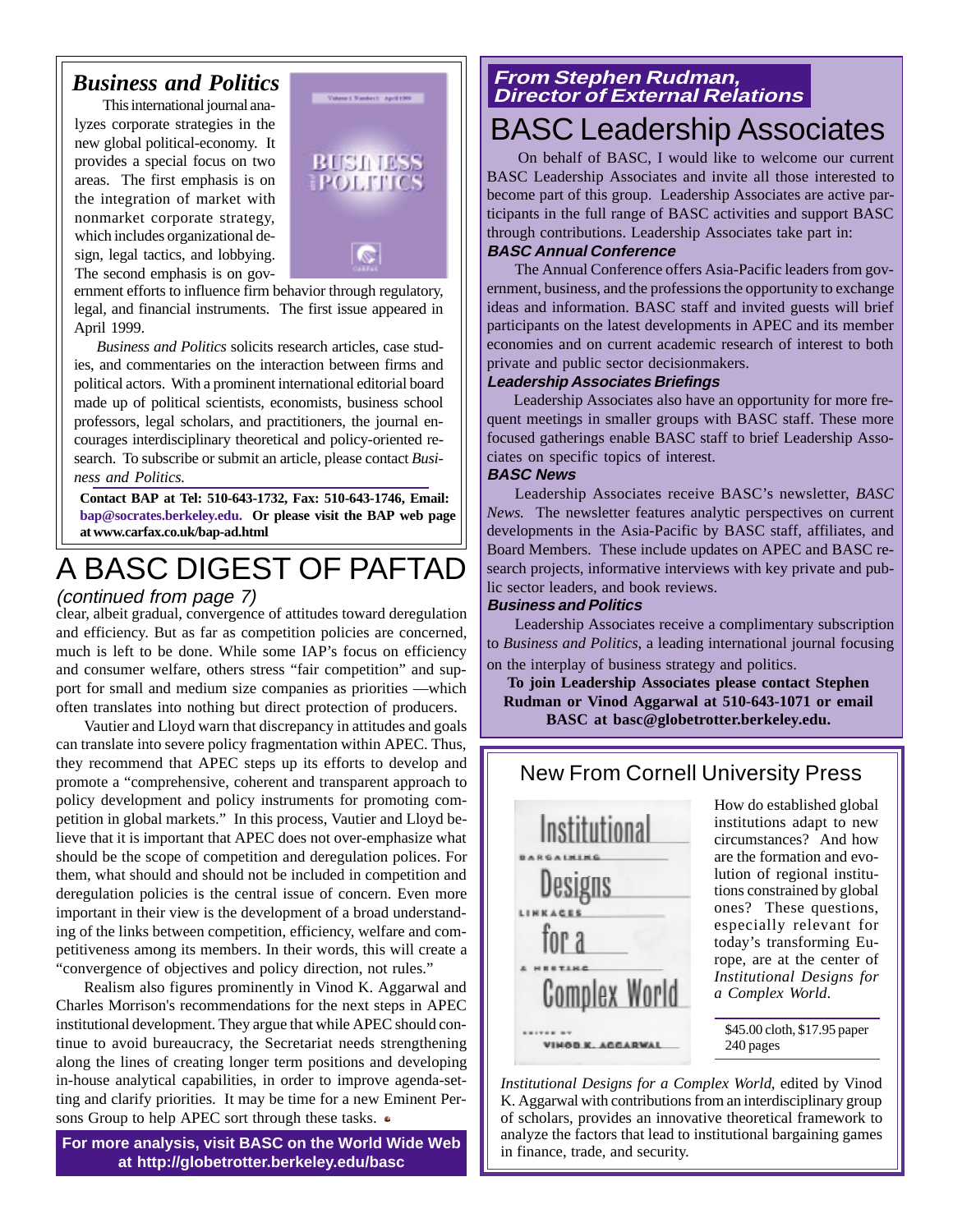## *Business and Politics*

This international journal analyzes corporate strategies in the new global political-economy. It provides a special focus on two areas. The first emphasis is on the integration of market with nonmarket corporate strategy, which includes organizational design, legal tactics, and lobbying. The second emphasis is on government efforts to influence firm behavior through regulatory, legal, and financial instruments. The first issue appeared in April 1999.

*Business and Politics* solicits research articles, case studies, and commentaries on the interaction between firms and political actors. With a prominent international editorial board made up of political scientists, economists, business school professors, legal scholars, and practitioners, the journal encourages interdisciplinary theoretical and policy-oriented research. To subscribe or submit an article, please contact *Business and Politics.*

**Contact BAP at Tel: 510-643-1732, Fax: 510-643-1746, Email: bap@socrates.berkeley.edu. Or please visit the BAP web page at www.carfax.co.uk/bap-ad.html**

# A BASC DIGEST OF PAFTAD

*(continued from page 7)*

clear, albeit gradual, convergence of attitudes toward deregulation and efficiency. But as far as competition policies are concerned, much is left to be done. While some IAP's focus on efficiency and consumer welfare, others stress "fair competition" and support for small and medium size companies as priorities —which often translates into nothing but direct protection of producers.

Vautier and Lloyd warn that discrepancy in attitudes and goals can translate into severe policy fragmentation within APEC. Thus, they recommend that APEC steps up its efforts to develop and promote a "comprehensive, coherent and transparent approach to policy development and policy instruments for promoting competition in global markets." In this process, Vautier and Lloyd believe that it is important that APEC does not over-emphasize what should be the scope of competition and deregulation polices. For them, what should and should not be included in competition and deregulation policies is the central issue of concern. Even more important in their view is the development of a broad understanding of the links between competition, efficiency, welfare and competitiveness among its members. In their words, this will create a "convergence of objectives and policy direction, not rules."

Realism also figures prominently in Vinod K. Aggarwal and Charles Morrison's recommendations for the next steps in APEC institutional development. They argue that while APEC should continue to avoid bureaucracy, the Secretariat needs strengthening along the lines of creating longer term positions and developing in-house analytical capabilities, in order to improve agenda-setting and clarify priorities. It may be time for a new Eminent Persons Group to help APEC sort through these tasks.

**For more analysis, visit BASC on the World Wide Web at http://globetrotter.berkeley.edu/basc**

***From Stephen Rudman, Director of External Relations***

# BASC Leadership Associates

On behalf of BASC, I would like to welcome our current BASC Leadership Associates and invite all those interested to become part of this group. Leadership Associates are active participants in the full range of BASC activities and support BASC through contributions. Leadership Associates take part in:

***BASC Annual Conference***

The Annual Conference offers Asia-Pacific leaders from government, business, and the professions the opportunity to exchange ideas and information. BASC staff and invited guests will brief participants on the latest developments in APEC and its member economies and on current academic research of interest to both private and public sector decisionmakers.

***Leadership Associates Briefings***

Leadership Associates also have an opportunity for more frequent meetings in smaller groups with BASC staff. These more focused gatherings enable BASC staff to brief Leadership Associates on specific topics of interest.

***BASC News***

Leadership Associates receive BASC's newsletter, *BASC News.* The newsletter features analytic perspectives on current developments in the Asia-Pacific by BASC staff, affiliates, and Board Members. These include updates on APEC and BASC research projects, informative interviews with key private and public sector leaders, and book reviews.

***Business and Politics***

Leadership Associates receive a complimentary subscription to *Business and Politics*, a leading international journal focusing on the interplay of business strategy and politics.

**To join Leadership Associates please contact Stephen Rudman or Vinod Aggarwal at 510-643-1071 or email BASC at basc@globetrotter.berkeley.edu.**

## New From Cornell University Press

How do established global institutions adapt to new circumstances? And how are the formation and evolution of regional institutions constrained by global ones? These questions, especially relevant for today's transforming Europe, are at the center of *Institutional Designs for a Complex World.*

$45.00 cloth, $17.95 paper
240 pages

*Institutional Designs for a Complex World*, edited by Vinod K. Aggarwal with contributions from an interdisciplinary group of scholars, provides an innovative theoretical framework to analyze the factors that lead to institutional bargaining games in finance, trade, and security.